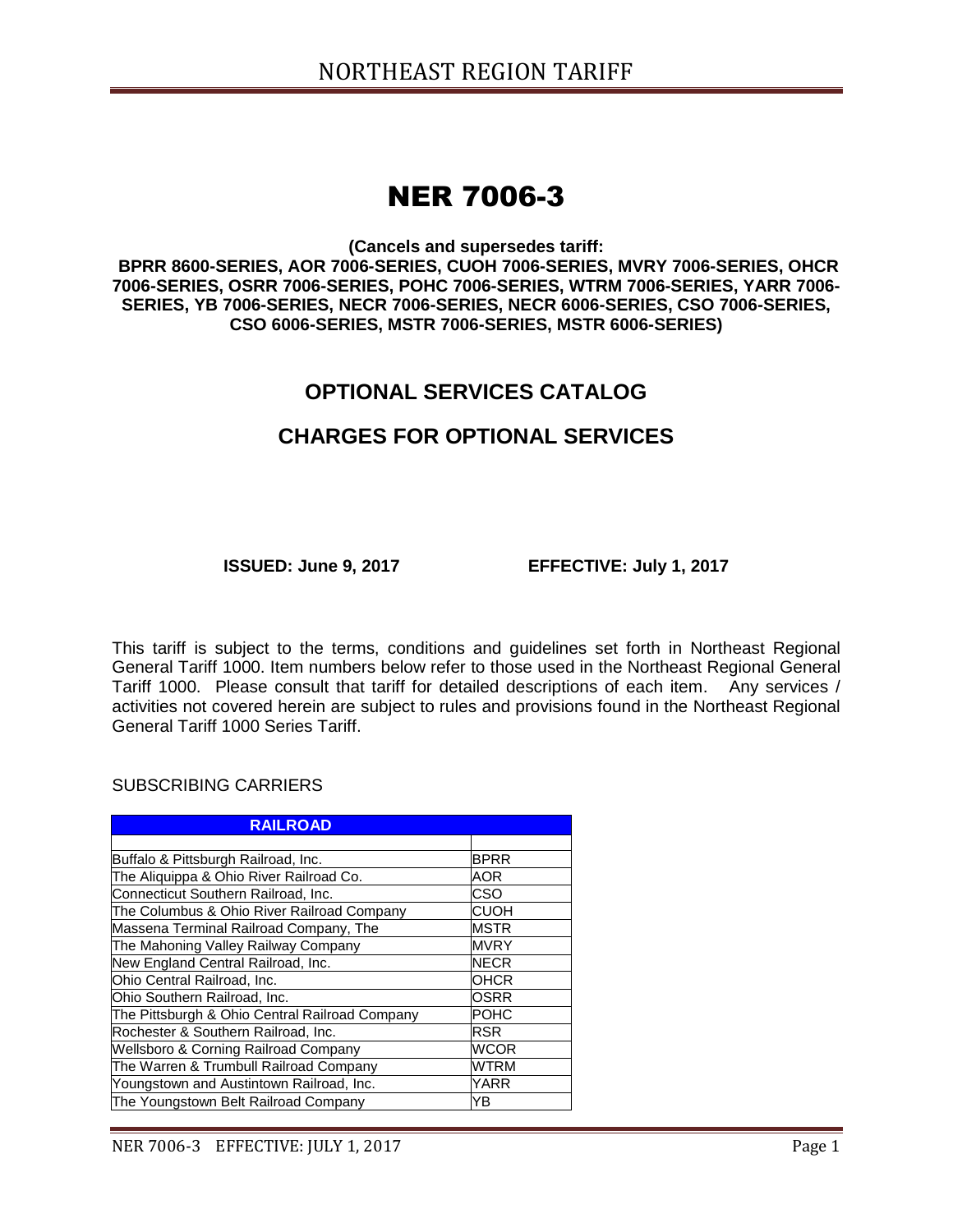# NER 7006-3

**(Cancels and supersedes tariff:**
**BPRR 8600-SERIES, AOR 7006-SERIES, CUOH 7006-SERIES, MVRY 7006-SERIES, OHCR 7006-SERIES, OSRR 7006-SERIES, POHC 7006-SERIES, WTRM 7006-SERIES, YARR 7006-SERIES, YB 7006-SERIES, NECR 7006-SERIES, NECR 6006-SERIES, CSO 7006-SERIES, CSO 6006-SERIES, MSTR 7006-SERIES, MSTR 6006-SERIES)**

## OPTIONAL SERVICES CATALOG

## CHARGES FOR OPTIONAL SERVICES

**ISSUED: June 9, 2017** **EFFECTIVE: July 1, 2017**

This tariff is subject to the terms, conditions and guidelines set forth in Northeast Regional General Tariff 1000. Item numbers below refer to those used in the Northeast Regional General Tariff 1000. Please consult that tariff for detailed descriptions of each item. Any services / activities not covered herein are subject to rules and provisions found in the Northeast Regional General Tariff 1000 Series Tariff.

SUBSCRIBING CARRIERS

| RAILROAD | |
|---|---|
| | |
| Buffalo & Pittsburgh Railroad, Inc. | BPRR |
| The Aliquippa & Ohio River Railroad Co. | AOR |
| Connecticut Southern Railroad, Inc. | CSO |
| The Columbus & Ohio River Railroad Company | CUOH |
| Massena Terminal Railroad Company, The | MSTR |
| The Mahoning Valley Railway Company | MVRY |
| New England Central Railroad, Inc. | NECR |
| Ohio Central Railroad, Inc. | OHCR |
| Ohio Southern Railroad, Inc. | OSRR |
| The Pittsburgh & Ohio Central Railroad Company | POHC |
| Rochester & Southern Railroad, Inc. | RSR |
| Wellsboro & Corning Railroad Company | WCOR |
| The Warren & Trumbull Railroad Company | WTRM |
| Youngstown and Austintown Railroad, Inc. | YARR |
| The Youngstown Belt Railroad Company | YB |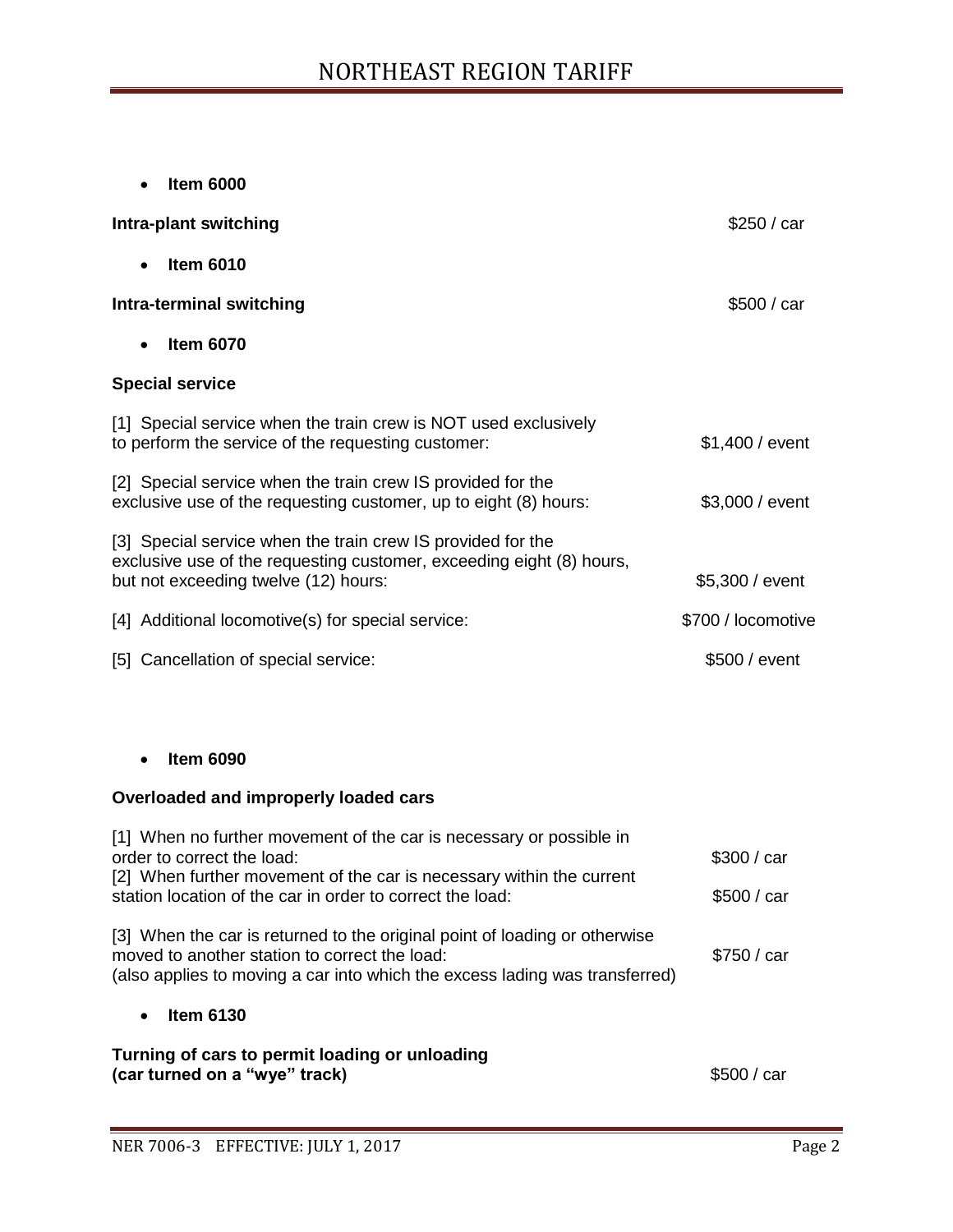- **Item 6000**

**Intra-plant switching** $250 / car

- **Item 6010**

**Intra-terminal switching** $500 / car

- **Item 6070**

**Special service**

[1] Special service when the train crew is NOT used exclusively to perform the service of the requesting customer: $1,400 / event

[2] Special service when the train crew IS provided for the exclusive use of the requesting customer, up to eight (8) hours: $3,000 / event

[3] Special service when the train crew IS provided for the exclusive use of the requesting customer, exceeding eight (8) hours, but not exceeding twelve (12) hours: $5,300 / event

[4] Additional locomotive(s) for special service: $700 / locomotive

[5] Cancellation of special service: $500 / event

- **Item 6090**

**Overloaded and improperly loaded cars**

[1] When no further movement of the car is necessary or possible in order to correct the load: $300 / car

[2] When further movement of the car is necessary within the current station location of the car in order to correct the load: $500 / car

[3] When the car is returned to the original point of loading or otherwise moved to another station to correct the load: $750 / car
(also applies to moving a car into which the excess lading was transferred)

- **Item 6130**

**Turning of cars to permit loading or unloading**
**(car turned on a "wye" track)** $500 / car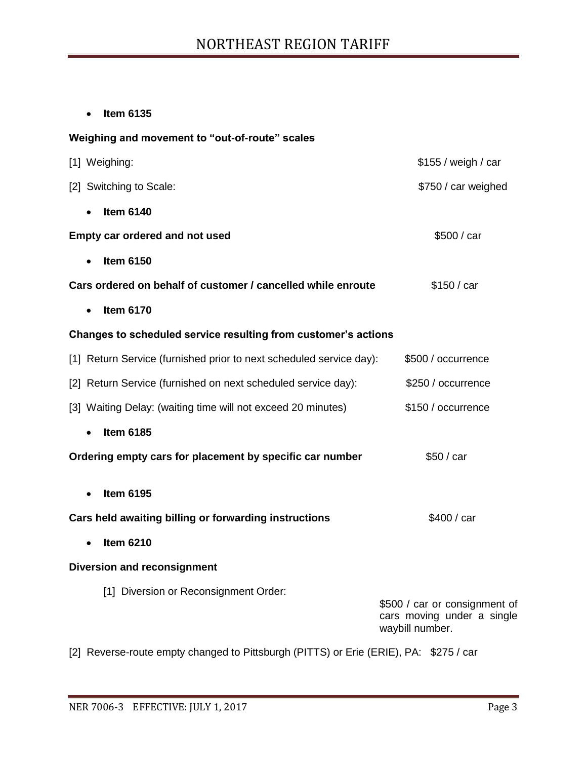- **Item 6135**

**Weighing and movement to "out-of-route" scales**

[1] Weighing: $155 / weigh / car

[2] Switching to Scale: $750 / car weighed

- **Item 6140**

**Empty car ordered and not used** $500 / car

- **Item 6150**

**Cars ordered on behalf of customer / cancelled while enroute** $150 / car

- **Item 6170**

**Changes to scheduled service resulting from customer's actions**

[1] Return Service (furnished prior to next scheduled service day): $500 / occurrence

[2] Return Service (furnished on next scheduled service day): $250 / occurrence

[3] Waiting Delay: (waiting time will not exceed 20 minutes) $150 / occurrence

- **Item 6185**

**Ordering empty cars for placement by specific car number** $50 / car

- **Item 6195**

**Cars held awaiting billing or forwarding instructions** $400 / car

- **Item 6210**

**Diversion and reconsignment**

[1] Diversion or Reconsignment Order: $500 / car or consignment of cars moving under a single waybill number.

[2] Reverse-route empty changed to Pittsburgh (PITTS) or Erie (ERIE), PA: $275 / car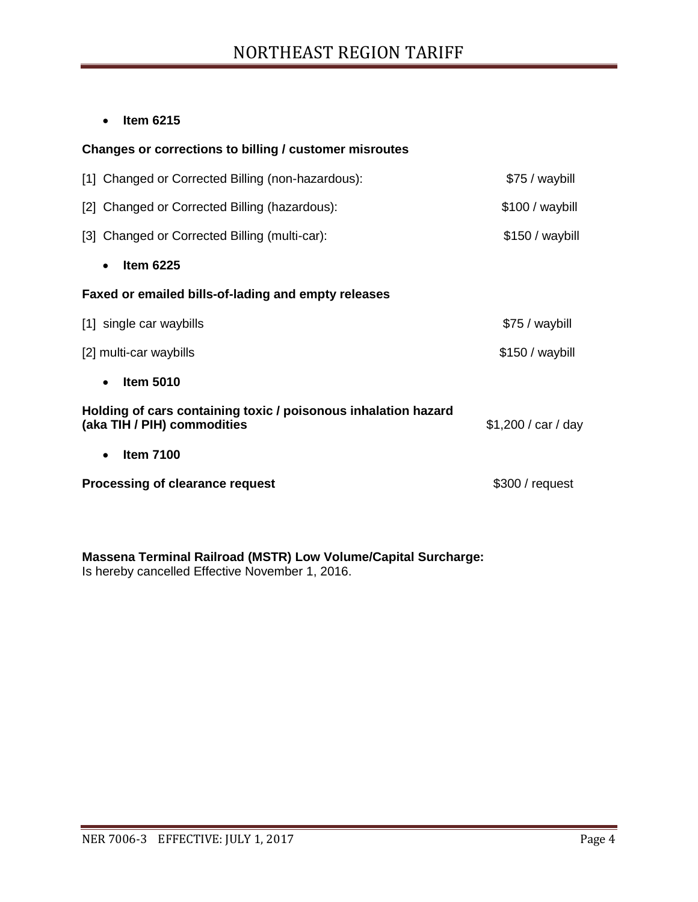- **Item 6215**

**Changes or corrections to billing / customer misroutes**

| | |
|---|---|
| [1] Changed or Corrected Billing (non-hazardous): | $75 / waybill |
| [2] Changed or Corrected Billing (hazardous): | $100 / waybill |
| [3] Changed or Corrected Billing (multi-car): | $150 / waybill |

- **Item 6225**

**Faxed or emailed bills-of-lading and empty releases**

| | |
|---|---|
| [1] single car waybills | $75 / waybill |
| [2] multi-car waybills | $150 / waybill |

- **Item 5010**

| | |
|---|---|
| **Holding of cars containing toxic / poisonous inhalation hazard (aka TIH / PIH) commodities** | $1,200 / car / day |

- **Item 7100**

| | |
|---|---|
| **Processing of clearance request** | $300 / request |

**Massena Terminal Railroad (MSTR) Low Volume/Capital Surcharge:**
Is hereby cancelled Effective November 1, 2016.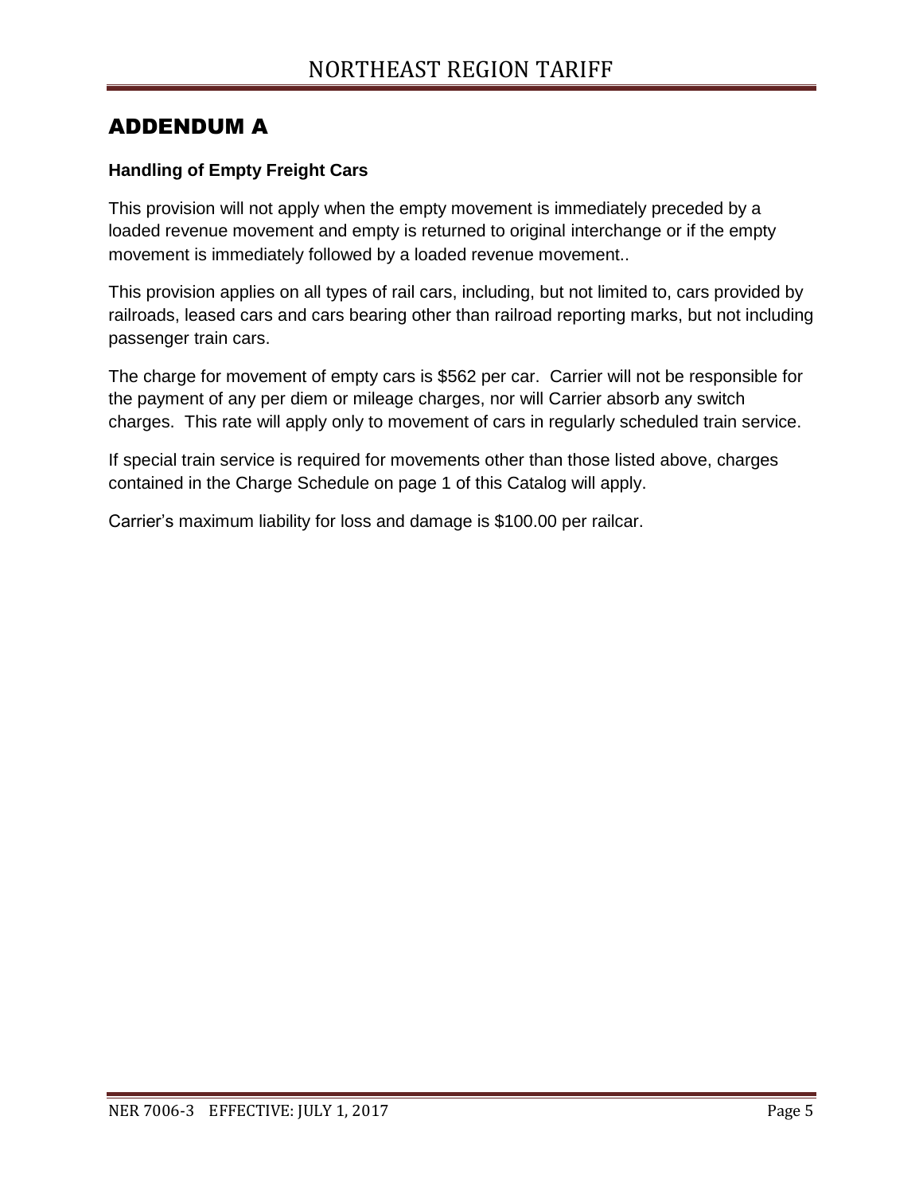# ADDENDUM A

**Handling of Empty Freight Cars**

This provision will not apply when the empty movement is immediately preceded by a loaded revenue movement and empty is returned to original interchange or if the empty movement is immediately followed by a loaded revenue movement..

This provision applies on all types of rail cars, including, but not limited to, cars provided by railroads, leased cars and cars bearing other than railroad reporting marks, but not including passenger train cars.

The charge for movement of empty cars is $562 per car. Carrier will not be responsible for the payment of any per diem or mileage charges, nor will Carrier absorb any switch charges. This rate will apply only to movement of cars in regularly scheduled train service.

If special train service is required for movements other than those listed above, charges contained in the Charge Schedule on page 1 of this Catalog will apply.

Carrier's maximum liability for loss and damage is $100.00 per railcar.